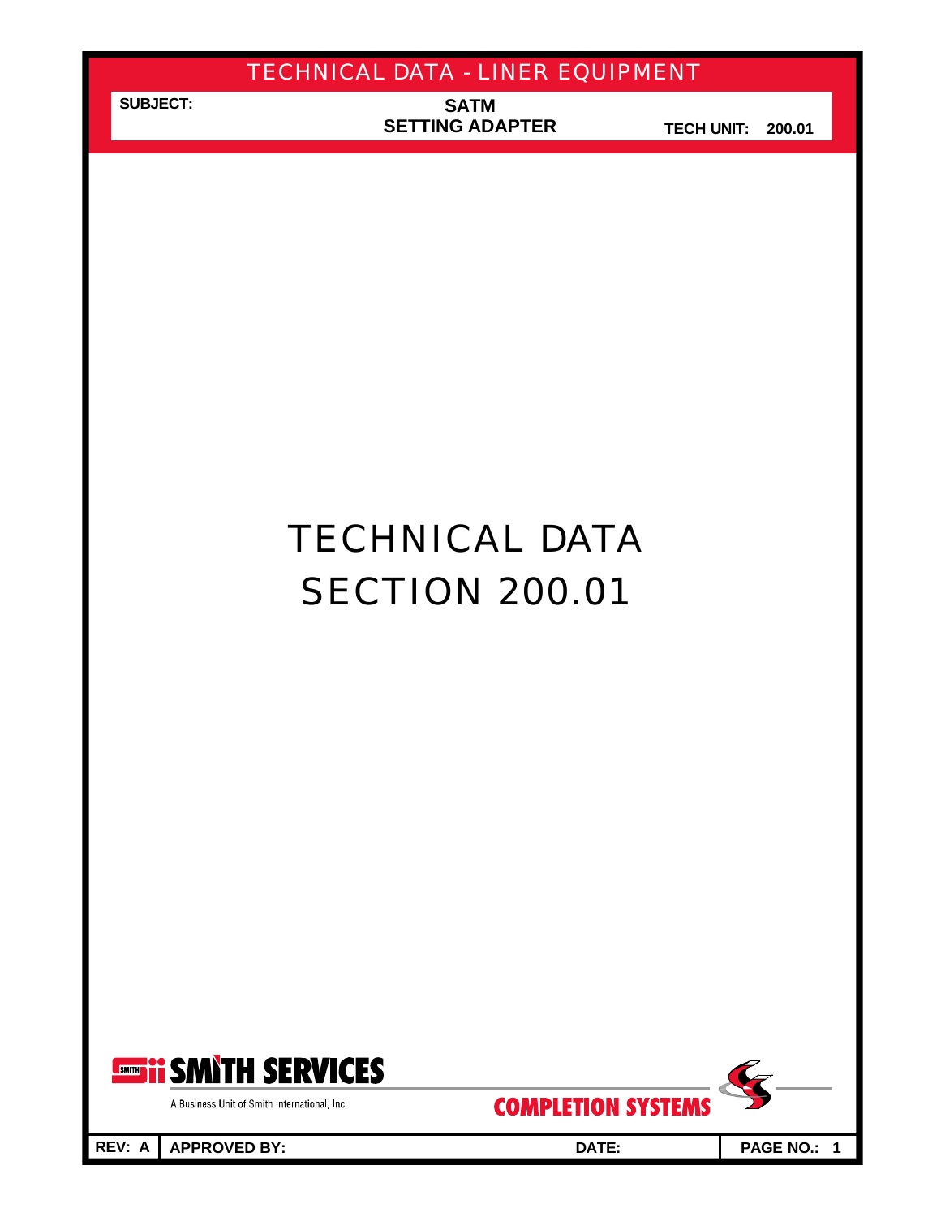# TECHNICAL DATA

# SECTION 200.01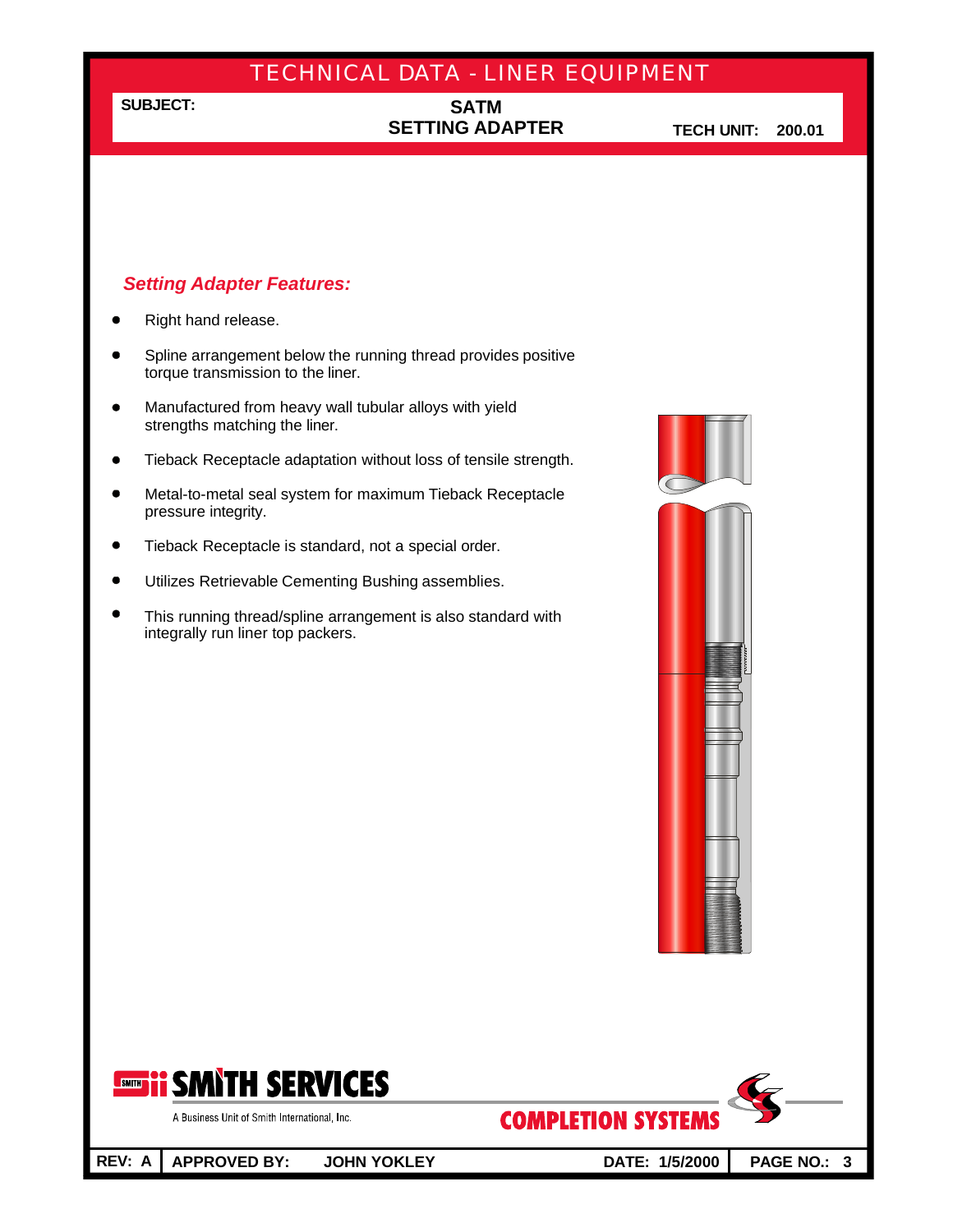# TECHNICAL DATA - LINER EQUIPMENT

**SUBJECT:** **SATM SETTING ADAPTER** **TECH UNIT: 200.01**

## *Setting Adapter Features:*

- Right hand release.
- Spline arrangement below the running thread provides positive torque transmission to the liner.
- Manufactured from heavy wall tubular alloys with yield strengths matching the liner.
- Tieback Receptacle adaptation without loss of tensile strength.
- Metal-to-metal seal system for maximum Tieback Receptacle pressure integrity.
- Tieback Receptacle is standard, not a special order.
- Utilizes Retrievable Cementing Bushing assemblies.
- This running thread/spline arrangement is also standard with integrally run liner top packers.

SMITH SERVICES
A Business Unit of Smith International, Inc.

COMPLETION SYSTEMS

| REV: A | APPROVED BY: JOHN YOKLEY | DATE: 1/5/2000 |
|---|---|---|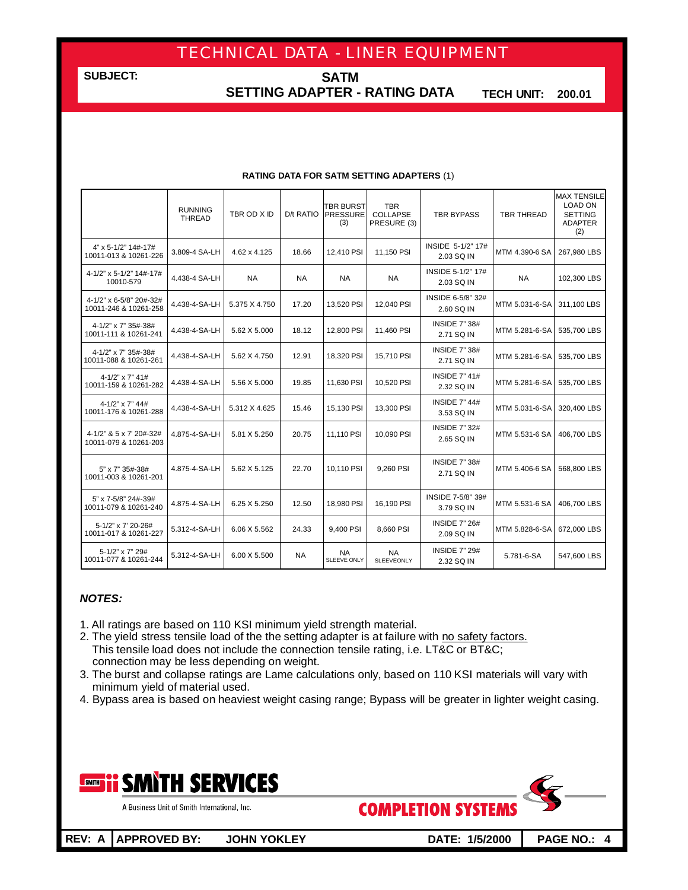# TECHNICAL DATA - LINER EQUIPMENT

**SUBJECT:** **SATM**
**SETTING ADAPTER - RATING DATA** **TECH UNIT: 200.01**

**RATING DATA FOR SATM SETTING ADAPTERS** (1)

| | RUNNING THREAD | TBR OD X ID | D/t RATIO | TBR BURST PRESSURE (3) | TBR COLLAPSE PRESURE (3) | TBR BYPASS | TBR THREAD | MAX TENSILE LOAD ON SETTING ADAPTER (2) |
|---|---|---|---|---|---|---|---|---|
| 4" x 5-1/2" 14#-17# 10011-013 & 10261-226 | 3.809-4 SA-LH | 4.62 x 4.125 | 18.66 | 12,410 PSI | 11,150 PSI | INSIDE 5-1/2" 17# 2.03 SQ IN | MTM 4.390-6 SA | 267,980 LBS |
| 4-1/2" x 5-1/2" 14#-17# 10010-579 | 4.438-4 SA-LH | NA | NA | NA | NA | INSIDE 5-1/2" 17# 2.03 SQ IN | NA | 102,300 LBS |
| 4-1/2" x 6-5/8" 20#-32# 10011-246 & 10261-258 | 4.438-4-SA-LH | 5.375 X 4.750 | 17.20 | 13,520 PSI | 12,040 PSI | INSIDE 6-5/8" 32# 2.60 SQ IN | MTM 5.031-6-SA | 311,100 LBS |
| 4-1/2" x 7" 35#-38# 10011-111 & 10261-241 | 4.438-4-SA-LH | 5.62 X 5.000 | 18.12 | 12,800 PSI | 11,460 PSI | INSIDE 7" 38# 2.71 SQ IN | MTM 5.281-6-SA | 535,700 LBS |
| 4-1/2" x 7" 35#-38# 10011-088 & 10261-261 | 4.438-4-SA-LH | 5.62 X 4.750 | 12.91 | 18,320 PSI | 15,710 PSI | INSIDE 7" 38# 2.71 SQ IN | MTM 5.281-6-SA | 535,700 LBS |
| 4-1/2" x 7" 41# 10011-159 & 10261-282 | 4.438-4-SA-LH | 5.56 X 5.000 | 19.85 | 11,630 PSI | 10,520 PSI | INSIDE 7" 41# 2.32 SQ IN | MTM 5.281-6-SA | 535,700 LBS |
| 4-1/2" x 7" 44# 10011-176 & 10261-288 | 4.438-4-SA-LH | 5.312 X 4.625 | 15.46 | 15,130 PSI | 13,300 PSI | INSIDE 7" 44# 3.53 SQ IN | MTM 5.031-6-SA | 320,400 LBS |
| 4-1/2" & 5 x 7' 20#-32# 10011-079 & 10261-203 | 4.875-4-SA-LH | 5.81 X 5.250 | 20.75 | 11,110 PSI | 10,090 PSI | INSIDE 7" 32# 2.65 SQ IN | MTM 5.531-6 SA | 406,700 LBS |
| 5" x 7" 35#-38# 10011-003 & 10261-201 | 4.875-4-SA-LH | 5.62 X 5.125 | 22.70 | 10,110 PSI | 9,260 PSI | INSIDE 7" 38# 2.71 SQ IN | MTM 5.406-6 SA | 568,800 LBS |
| 5" x 7-5/8" 24#-39# 10011-079 & 10261-240 | 4.875-4-SA-LH | 6.25 X 5.250 | 12.50 | 18,980 PSI | 16,190 PSI | INSIDE 7-5/8" 39# 3.79 SQ IN | MTM 5.531-6 SA | 406,700 LBS |
| 5-1/2" x 7' 20-26# 10011-017 & 10261-227 | 5.312-4-SA-LH | 6.06 X 5.562 | 24.33 | 9,400 PSI | 8,660 PSI | INSIDE 7" 26# 2.09 SQ IN | MTM 5.828-6-SA | 672,000 LBS |
| 5-1/2" x 7" 29# 10011-077 & 10261-244 | 5.312-4-SA-LH | 6.00 X 5.500 | NA | NA SLEEVE ONLY | NA SLEEVEONLY | INSIDE 7" 29# 2.32 SQ IN | 5.781-6-SA | 547,600 LBS |

***NOTES:***

1. All ratings are based on 110 KSI minimum yield strength material.
2. The yield stress tensile load of the the setting adapter is at failure with no safety factors. This tensile load does not include the connection tensile rating, i.e. LT&C or BT&C; connection may be less depending on weight.
3. The burst and collapse ratings are Lame calculations only, based on 110 KSI materials will vary with minimum yield of material used.
4. Bypass area is based on heaviest weight casing range; Bypass will be greater in lighter weight casing.

SMITH SERVICES
A Business Unit of Smith International, Inc.

COMPLETION SYSTEMS

REV: A | APPROVED BY: JOHN YOKLEY | DATE: 1/5/2000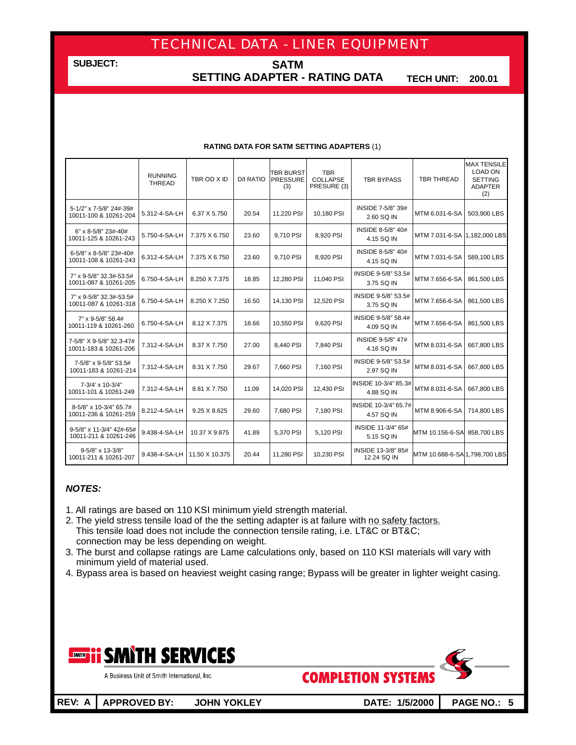# TECHNICAL DATA - LINER EQUIPMENT

**SUBJECT:** **SATM**
**SETTING ADAPTER - RATING DATA** **TECH UNIT: 200.01**

**RATING DATA FOR SATM SETTING ADAPTERS** (1)

| | RUNNING THREAD | TBR OD X ID | D/t RATIO | TBR BURST PRESSURE (3) | TBR COLLAPSE PRESURE (3) | TBR BYPASS | TBR THREAD | MAX TENSILE LOAD ON SETTING ADAPTER (2) |
|---|---|---|---|---|---|---|---|---|
| 5-1/2" x 7-5/8" 24#-39# 10011-100 & 10261-204 | 5.312-4-SA-LH | 6.37 X 5.750 | 20.54 | 11,220 PSI | 10,180 PSI | INSIDE 7-5/8" 39# 2.60 SQ IN | MTM 6.031-6-SA | 503,900 LBS |
| 6" x 8-5/8" 23#-40# 10011-125 & 10261-243 | 5.750-4-SA-LH | 7.375 X 6.750 | 23.60 | 9,710 PSI | 8,920 PSI | INSIDE 8-5/8" 40# 4.15 SQ IN | MTM 7.031-6-SA | 1,182,000 LBS |
| 6-5/8" x 8-5/8" 23#-40# 10011-108 & 10261-243 | 6.312-4-SA-LH | 7.375 X 6.750 | 23.60 | 9,710 PSI | 8,920 PSI | INSIDE 8-5/8" 40# 4.15 SQ IN | MTM 7.031-6-SA | 589,100 LBS |
| 7" x 9-5/8" 32.3#-53.5# 10011-087 & 10261-205 | 6.750-4-SA-LH | 8.250 X 7.375 | 18.85 | 12,280 PSI | 11,040 PSI | INSIDE 9-5/8" 53.5# 3.75 SQ IN | MTM 7.656-6-SA | 861,500 LBS |
| 7" x 9-5/8" 32.3#-53.5# 10011-087 & 10261-318 | 6.750-4-SA-LH | 8.250 X 7.250 | 16.50 | 14,130 PSI | 12,520 PSI | INSIDE 9-5/8" 53.5# 3.75 SQ IN | MTM 7.656-6-SA | 861,500 LBS |
| 7" x 9-5/8" 58.4# 10011-119 & 10261-260 | 6.750-4-SA-LH | 8.12 X 7.375 | 18.66 | 10,550 PSI | 9,620 PSI | INSIDE 9-5/8" 58.4# 4.09 SQ IN | MTM 7.656-6-SA | 861,500 LBS |
| 7-5/8" X 9-5/8" 32.3-47# 10011-183 & 10261-206 | 7.312-4-SA-LH | 8.37 X 7.750 | 27.00 | 8,440 PSI | 7,840 PSI | INSIDE 9-5/8" 47# 4.16 SQ IN | MTM 8.031-6-SA | 667,800 LBS |
| 7-5/8" x 9-5/8" 53.5# 10011-183 & 10261-214 | 7.312-4-SA-LH | 8.31 X 7.750 | 29.67 | 7,660 PSI | 7,160 PSI | INSIDE 9-5/8" 53.5# 2.97 SQ IN | MTM 8.031-6-SA | 667,800 LBS |
| 7-3/4' x 10-3/4" 10011-101 & 10261-249 | 7.312-4-SA-LH | 8.81 X 7.750 | 11.09 | 14,020 PSI | 12,430 PSI | INSIDE 10-3/4" 85.3# 4.88 SQ IN | MTM 8.031-6-SA | 667,800 LBS |
| 8-5/8" x 10-3/4" 65.7# 10011-236 & 10261-259 | 8.212-4-SA-LH | 9.25 X 8.625 | 29.60 | 7,680 PSI | 7,180 PSI | INSIDE 10-3/4" 65.7# 4.57 SQ IN | MTM 8.906-6-SA | 714,800 LBS |
| 9-5/8" x 11-3/4" 42#-65# 10011-211 & 10261-246 | 9.438-4-SA-LH | 10.37 X 9.875 | 41.89 | 5,370 PSI | 5,120 PSI | INSIDE 11-3/4" 65# 5.15 SQ IN | MTM 10.156-6-SA | 858,700 LBS |
| 9-5/8" x 13-3/8" 10011-211 & 10261-207 | 9.438-4-SA-LH | 11.50 X 10.375 | 20.44 | 11,280 PSI | 10,230 PSI | INSIDE 13-3/8" 85# 12.24 SQ IN | MTM 10.688-6-SA | 1,798,700 LBS |

***NOTES:***

1. All ratings are based on 110 KSI minimum yield strength material.
2. The yield stress tensile load of the the setting adapter is at failure with no safety factors. This tensile load does not include the connection tensile rating, i.e. LT&C or BT&C; connection may be less depending on weight.
3. The burst and collapse ratings are Lame calculations only, based on 110 KSI materials will vary with minimum yield of material used.
4. Bypass area is based on heaviest weight casing range; Bypass will be greater in lighter weight casing.

SMITH SERVICES
A Business Unit of Smith International, Inc.

COMPLETION SYSTEMS

| REV: A | APPROVED BY: JOHN YOKLEY | DATE: 1/5/2000 |
|---|---|---|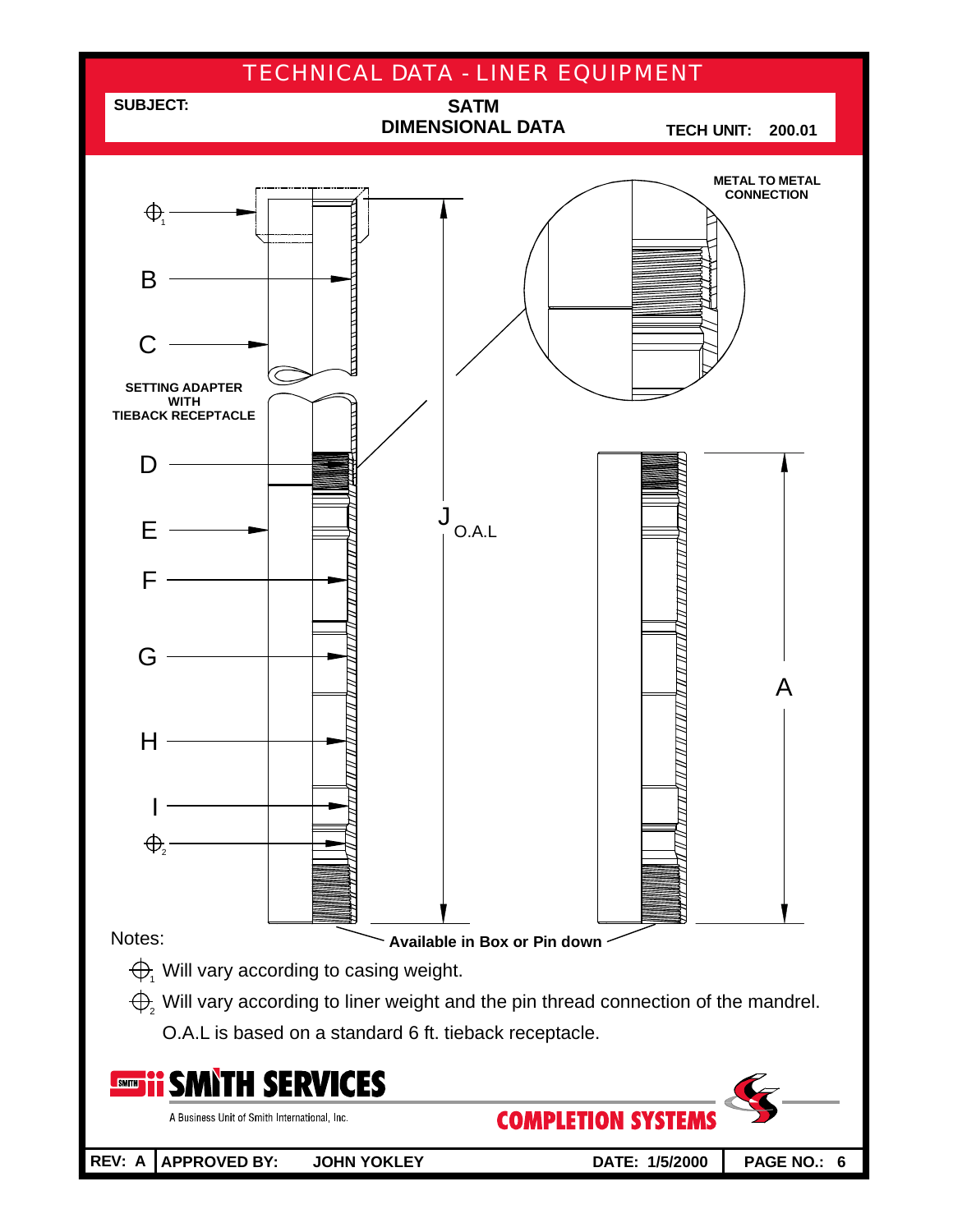# TECHNICAL DATA - LINER EQUIPMENT

**SUBJECT:** **SATM DIMENSIONAL DATA** **TECH UNIT: 200.01**

METAL TO METAL CONNECTION

$\oplus_1$

B

C

SETTING ADAPTER WITH TIEBACK RECEPTACLE

D

E

F

G

H

I

$\oplus_2$

J O.A.L

A

Available in Box or Pin down

Notes:

$\oplus_1$ Will vary according to casing weight.

$\oplus_2$ Will vary according to liner weight and the pin thread connection of the mandrel.

O.A.L is based on a standard 6 ft. tieback receptacle.

SMITH SERVICES
A Business Unit of Smith International, Inc.

COMPLETION SYSTEMS

| REV: A | APPROVED BY: JOHN YOKLEY | DATE: 1/5/2000 | PAGE NO.: 6 |
|---|---|---|---|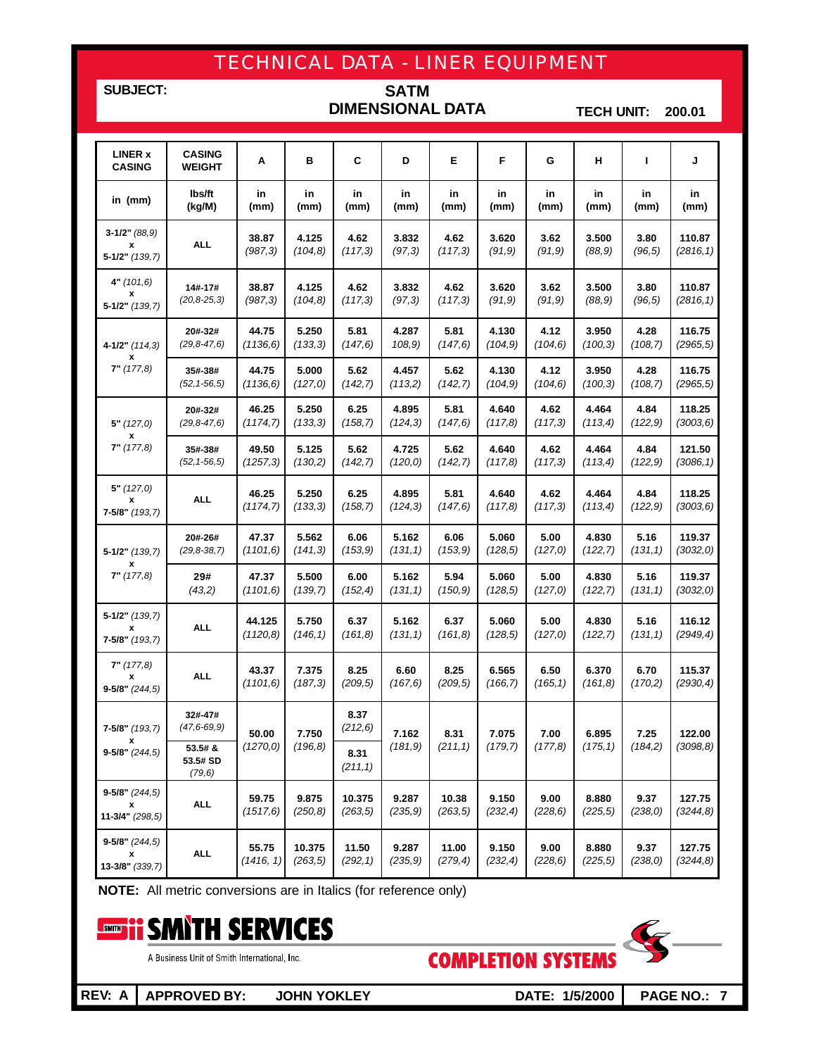# TECHNICAL DATA - LINER EQUIPMENT

**SUBJECT:** **SATM DIMENSIONAL DATA** **TECH UNIT: 200.01**

| LINER x CASING | CASING WEIGHT | A | B | C | D | E | F | G | H | I | J |
|---|---|---|---|---|---|---|---|---|---|---|---|
| in (mm) | lbs/ft (kg/M) | in (mm) | in (mm) | in (mm) | in (mm) | in (mm) | in (mm) | in (mm) | in (mm) | in (mm) | in (mm) |
| **3-1/2"** *(88,9)* x **5-1/2"** *(139,7)* | **ALL** | **38.87** *(987,3)* | **4.125** *(104,8)* | **4.62** *(117,3)* | **3.832** *(97,3)* | **4.62** *(117,3)* | **3.620** *(91,9)* | **3.62** *(91,9)* | **3.500** *(88,9)* | **3.80** *(96,5)* | **110.87** *(2816,1)* |
| **4"** *(101,6)* x **5-1/2"** *(139,7)* | **14#-17#** *(20,8-25,3)* | **38.87** *(987,3)* | **4.125** *(104,8)* | **4.62** *(117,3)* | **3.832** *(97,3)* | **4.62** *(117,3)* | **3.620** *(91,9)* | **3.62** *(91,9)* | **3.500** *(88,9)* | **3.80** *(96,5)* | **110.87** *(2816,1)* |
| **4-1/2"** *(114,3)* x **7"** *(177,8)* | **20#-32#** *(29,8-47,6)* | **44.75** *(1136,6)* | **5.250** *(133,3)* | **5.81** *(147,6)* | **4.287** *108,9)* | **5.81** *(147,6)* | **4.130** *(104,9)* | **4.12** *(104,6)* | **3.950** *(100,3)* | **4.28** *(108,7)* | **116.75** *(2965,5)* |
| | **35#-38#** *(52,1-56,5)* | **44.75** *(1136,6)* | **5.000** *(127,0)* | **5.62** *(142,7)* | **4.457** *(113,2)* | **5.62** *(142,7)* | **4.130** *(104,9)* | **4.12** *(104,6)* | **3.950** *(100,3)* | **4.28** *(108,7)* | **116.75** *(2965,5)* |
| **5"** *(127,0)* x **7"** *(177,8)* | **20#-32#** *(29,8-47,6)* | **46.25** *(1174,7)* | **5.250** *(133,3)* | **6.25** *(158,7)* | **4.895** *(124,3)* | **5.81** *(147,6)* | **4.640** *(117,8)* | **4.62** *(117,3)* | **4.464** *(113,4)* | **4.84** *(122,9)* | **118.25** *(3003,6)* |
| | **35#-38#** *(52,1-56,5)* | **49.50** *(1257,3)* | **5.125** *(130,2)* | **5.62** *(142,7)* | **4.725** *(120,0)* | **5.62** *(142,7)* | **4.640** *(117,8)* | **4.62** *(117,3)* | **4.464** *(113,4)* | **4.84** *(122,9)* | **121.50** *(3086,1)* |
| **5"** *(127,0)* x **7-5/8"** *(193,7)* | **ALL** | **46.25** *(1174,7)* | **5.250** *(133,3)* | **6.25** *(158,7)* | **4.895** *(124,3)* | **5.81** *(147,6)* | **4.640** *(117,8)* | **4.62** *(117,3)* | **4.464** *(113,4)* | **4.84** *(122,9)* | **118.25** *(3003,6)* |
| **5-1/2"** *(139,7)* x **7"** *(177,8)* | **20#-26#** *(29,8-38,7)* | **47.37** *(1101,6)* | **5.562** *(141,3)* | **6.06** *(153,9)* | **5.162** *(131,1)* | **6.06** *(153,9)* | **5.060** *(128,5)* | **5.00** *(127,0)* | **4.830** *(122,7)* | **5.16** *(131,1)* | **119.37** *(3032,0)* |
| | **29#** *(43,2)* | **47.37** *(1101,6)* | **5.500** *(139,7)* | **6.00** *(152,4)* | **5.162** *(131,1)* | **5.94** *(150,9)* | **5.060** *(128,5)* | **5.00** *(127,0)* | **4.830** *(122,7)* | **5.16** *(131,1)* | **119.37** *(3032,0)* |
| **5-1/2"** *(139,7)* x **7-5/8"** *(193,7)* | **ALL** | **44.125** *(1120,8)* | **5.750** *(146,1)* | **6.37** *(161,8)* | **5.162** *(131,1)* | **6.37** *(161,8)* | **5.060** *(128,5)* | **5.00** *(127,0)* | **4.830** *(122,7)* | **5.16** *(131,1)* | **116.12** *(2949,4)* |
| **7"** *(177,8)* x **9-5/8"** *(244,5)* | **ALL** | **43.37** *(1101,6)* | **7.375** *(187,3)* | **8.25** *(209,5)* | **6.60** *(167,6)* | **8.25** *(209,5)* | **6.565** *(166,7)* | **6.50** *(165,1)* | **6.370** *(161,8)* | **6.70** *(170,2)* | **115.37** *(2930,4)* |
| **7-5/8"** *(193,7)* x **9-5/8"** *(244,5)* | **32#-47#** *(47,6-69,9)* | **50.00** *(1270,0)* | **7.750** *(196,8)* | **8.37** *(212,6)* | **7.162** *(181,9)* | **8.31** *(211,1)* | **7.075** *(179,7)* | **7.00** *(177,8)* | **6.895** *(175,1)* | **7.25** *(184,2)* | **122.00** *(3098,8)* |
| | **53.5# & 53.5# SD** *(79,6)* | | | **8.31** *(211,1)* | | | | | | | |
| **9-5/8"** *(244,5)* x **11-3/4"** *(298,5)* | **ALL** | **59.75** *(1517,6)* | **9.875** *(250,8)* | **10.375** *(263,5)* | **9.287** *(235,9)* | **10.38** *(263,5)* | **9.150** *(232,4)* | **9.00** *(228,6)* | **8.880** *(225,5)* | **9.37** *(238,0)* | **127.75** *(3244,8)* |
| **9-5/8"** *(244,5)* x **13-3/8"** *(339,7)* | **ALL** | **55.75** *(1416, 1)* | **10.375** *(263,5)* | **11.50** *(292,1)* | **9.287** *(235,9)* | **11.00** *(279,4)* | **9.150** *(232,4)* | **9.00** *(228,6)* | **8.880** *(225,5)* | **9.37** *(238,0)* | **127.75** *(3244,8)* |

**NOTE:** All metric conversions are in Italics (for reference only)

**SMITH SERVICES**
A Business Unit of Smith International, Inc.

**COMPLETION SYSTEMS**

**REV:** A | **APPROVED BY:** JOHN YOKLEY | **DATE:** 1/5/2000